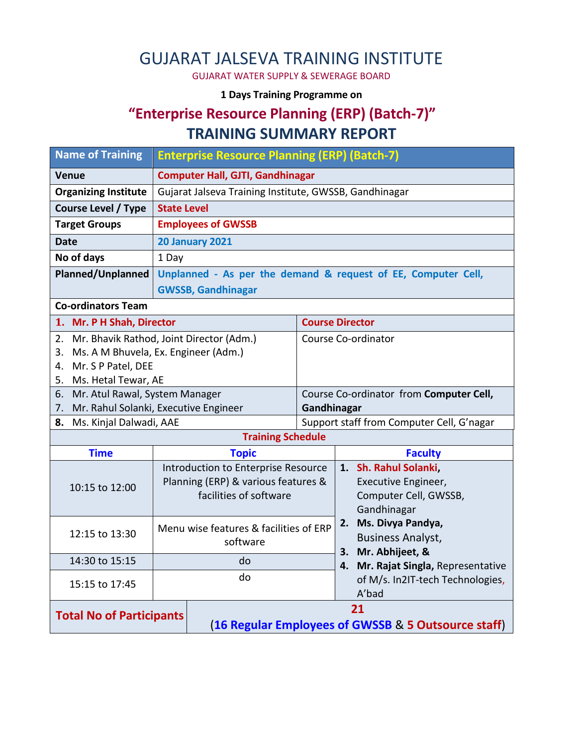# GUJARAT JALSEVA TRAINING INSTITUTE

GUJARAT WATER SUPPLY & SEWERAGE BOARD

**1 Days Training Programme on**

## "Enterprise Resource Planning (ERP) (Batch-7)"

## TRAINING SUMMARY REPORT

| Name of Training | Enterprise Resource Planning (ERP) (Batch-7) |
|---|---|
| **Venue** | **Computer Hall, GJTI, Gandhinagar** |
| **Organizing Institute** | Gujarat Jalseva Training Institute, GWSSB, Gandhinagar |
| **Course Level / Type** | **State Level** |
| **Target Groups** | **Employees of GWSSB** |
| **Date** | **20 January 2021** |
| **No of days** | 1 Day |
| **Planned/Unplanned** | **Unplanned - As per the demand & request of EE, Computer Cell, GWSSB, Gandhinagar** |

**Co-ordinators Team**

| Name | Role |
|---|---|
| **1. Mr. P H Shah, Director** | **Course Director** |
| 2. Mr. Bhavik Rathod, Joint Director (Adm.)<br>3. Ms. A M Bhuvela, Ex. Engineer (Adm.)<br>4. Mr. S P Patel, DEE<br>5. Ms. Hetal Tewar, AE | Course Co-ordinator |
| 6. Mr. Atul Rawal, System Manager<br>7. Mr. Rahul Solanki, Executive Engineer | Course Co-ordinator from **Computer Cell, Gandhinagar** |
| **8.** Ms. Kinjal Dalwadi, AAE | Support staff from Computer Cell, G'nagar |

**Training Schedule**

| Time | Topic | Faculty |
|---|---|---|
| 10:15 to 12:00 | Introduction to Enterprise Resource Planning (ERP) & various features & facilities of software | 1. **Sh. Rahul Solanki**, Executive Engineer, Computer Cell, GWSSB, Gandhinagar<br>2. **Ms. Divya Pandya,** Business Analyst,<br>3. **Mr. Abhijeet, &**<br>4. **Mr. Rajat Singla,** Representative of M/s. In2IT-tech Technologies, A'bad |
| 12:15 to 13:30 | Menu wise features & facilities of ERP software | |
| 14:30 to 15:15 | do | |
| 15:15 to 17:45 | do | |

| **Total No of Participants** | **21**<br>(**16 Regular Employees of GWSSB** & **5 Outsource staff**) |
|---|---|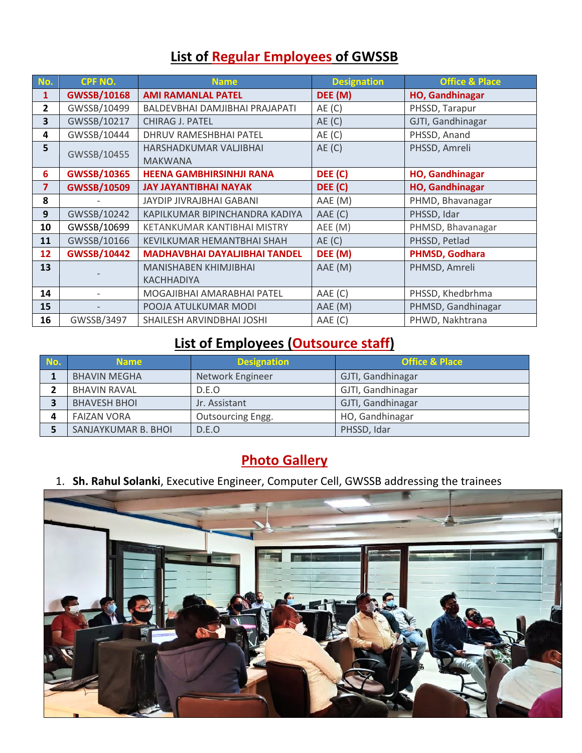## List of Regular Employees of GWSSB

| No. | CPF NO. | Name | Designation | Office & Place |
|---|---|---|---|---|
| **1** | **GWSSB/10168** | **AMI RAMANLAL PATEL** | **DEE (M)** | **HO, Gandhinagar** |
| 2 | GWSSB/10499 | BALDEVBHAI DAMJIBHAI PRAJAPATI | AE (C) | PHSSD, Tarapur |
| 3 | GWSSB/10217 | CHIRAG J. PATEL | AE (C) | GJTI, Gandhinagar |
| 4 | GWSSB/10444 | DHRUV RAMESHBHAI PATEL | AE (C) | PHSSD, Anand |
| 5 | GWSSB/10455 | HARSHADKUMAR VALJIBHAI MAKWANA | AE (C) | PHSSD, Amreli |
| **6** | **GWSSB/10365** | **HEENA GAMBHIRSINHJI RANA** | **DEE (C)** | **HO, Gandhinagar** |
| **7** | **GWSSB/10509** | **JAY JAYANTIBHAI NAYAK** | **DEE (C)** | **HO, Gandhinagar** |
| 8 | - | JAYDIP JIVRAJBHAI GABANI | AAE (M) | PHMD, Bhavanagar |
| 9 | GWSSB/10242 | KAPILKUMAR BIPINCHANDRA KADIYA | AAE (C) | PHSSD, Idar |
| 10 | GWSSB/10699 | KETANKUMAR KANTIBHAI MISTRY | AEE (M) | PHMSD, Bhavanagar |
| 11 | GWSSB/10166 | KEVILKUMAR HEMANTBHAI SHAH | AE (C) | PHSSD, Petlad |
| **12** | **GWSSB/10442** | **MADHAVBHAI DAYALJIBHAI TANDEL** | **DEE (M)** | **PHMSD, Godhara** |
| 13 | - | MANISHABEN KHIMJIBHAI KACHHADIYA | AAE (M) | PHMSD, Amreli |
| 14 | - | MOGAJIBHAI AMARABHAI PATEL | AAE (C) | PHSSD, Khedbrhma |
| 15 | - | POOJA ATULKUMAR MODI | AAE (M) | PHMSD, Gandhinagar |
| 16 | GWSSB/3497 | SHAILESH ARVINDBHAI JOSHI | AAE (C) | PHWD, Nakhtrana |

## List of Employees (Outsource staff)

| No. | Name | Designation | Office & Place |
|---|---|---|---|
| 1 | BHAVIN MEGHA | Network Engineer | GJTI, Gandhinagar |
| 2 | BHAVIN RAVAL | D.E.O | GJTI, Gandhinagar |
| 3 | BHAVESH BHOI | Jr. Assistant | GJTI, Gandhinagar |
| 4 | FAIZAN VORA | Outsourcing Engg. | HO, Gandhinagar |
| 5 | SANJAYKUMAR B. BHOI | D.E.O | PHSSD, Idar |

## Photo Gallery

1. **Sh. Rahul Solanki**, Executive Engineer, Computer Cell, GWSSB addressing the trainees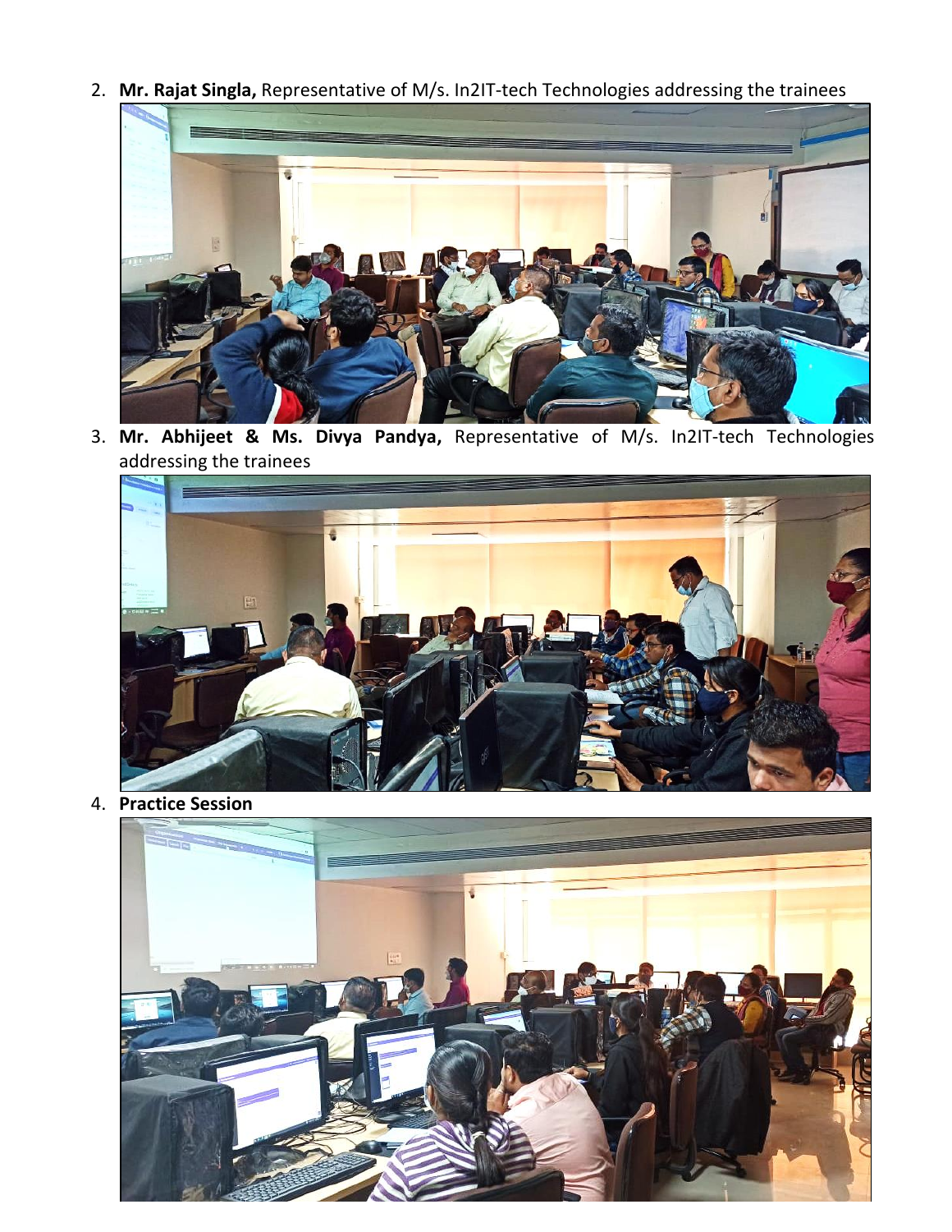2. **Mr. Rajat Singla,** Representative of M/s. In2IT-tech Technologies addressing the trainees

3. **Mr. Abhijeet & Ms. Divya Pandya,** Representative of M/s. In2IT-tech Technologies addressing the trainees

4. **Practice Session**